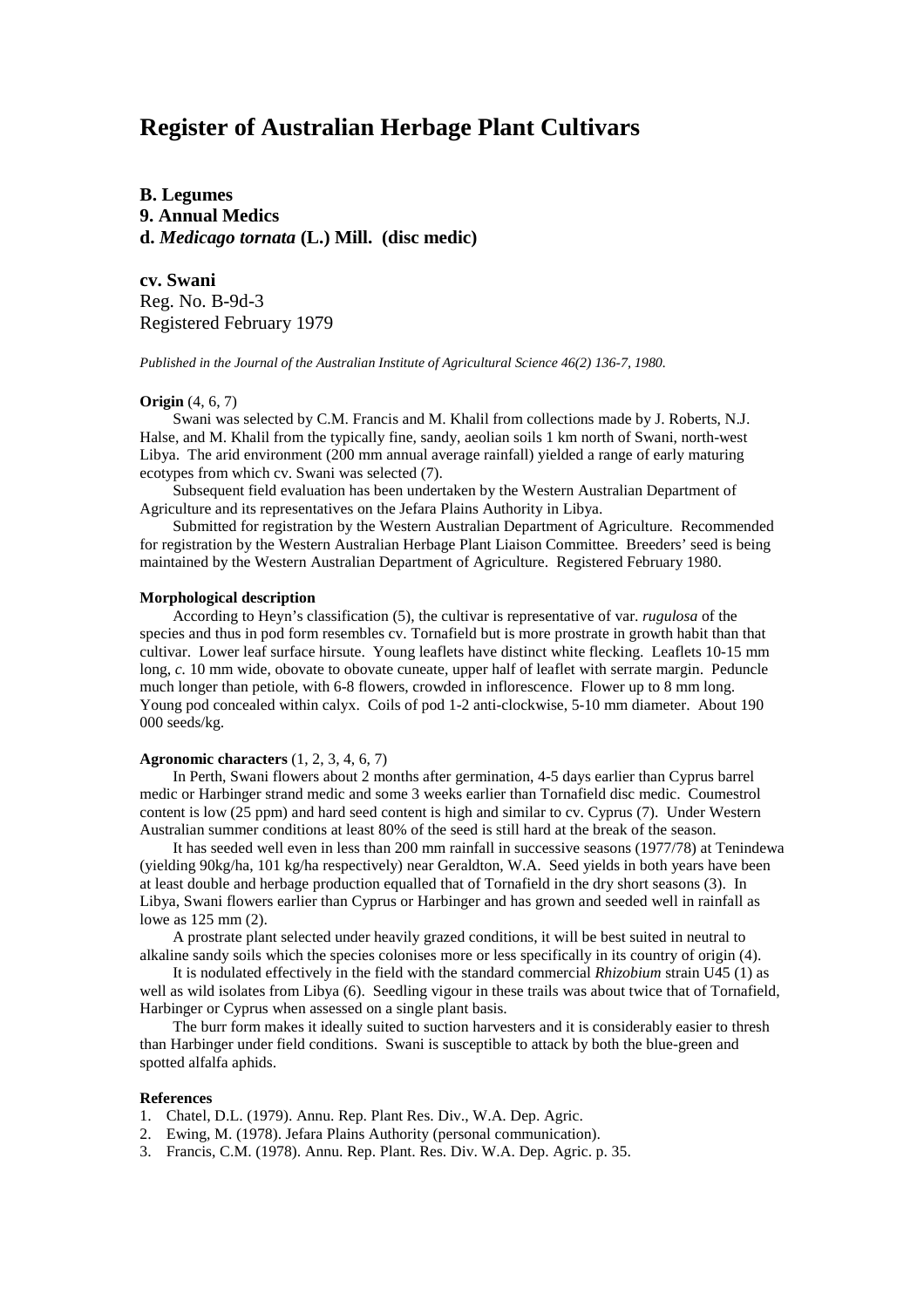# Register of Australian Herbage Plant Cultivars

**B. Legumes**
**9. Annual Medics**
**d. *Medicago tornata* (L.) Mill. (disc medic)**

**cv. Swani**
Reg. No. B-9d-3
Registered February 1979

*Published in the Journal of the Australian Institute of Agricultural Science 46(2) 136-7, 1980.*

**Origin** (4, 6, 7)

Swani was selected by C.M. Francis and M. Khalil from collections made by J. Roberts, N.J. Halse, and M. Khalil from the typically fine, sandy, aeolian soils 1 km north of Swani, north-west Libya. The arid environment (200 mm annual average rainfall) yielded a range of early maturing ecotypes from which cv. Swani was selected (7).

Subsequent field evaluation has been undertaken by the Western Australian Department of Agriculture and its representatives on the Jefara Plains Authority in Libya.

Submitted for registration by the Western Australian Department of Agriculture. Recommended for registration by the Western Australian Herbage Plant Liaison Committee. Breeders' seed is being maintained by the Western Australian Department of Agriculture. Registered February 1980.

**Morphological description**

According to Heyn's classification (5), the cultivar is representative of var. *rugulosa* of the species and thus in pod form resembles cv. Tornafield but is more prostrate in growth habit than that cultivar. Lower leaf surface hirsute. Young leaflets have distinct white flecking. Leaflets 10-15 mm long, *c.* 10 mm wide, obovate to obovate cuneate, upper half of leaflet with serrate margin. Peduncle much longer than petiole, with 6-8 flowers, crowded in inflorescence. Flower up to 8 mm long. Young pod concealed within calyx. Coils of pod 1-2 anti-clockwise, 5-10 mm diameter. About 190 000 seeds/kg.

**Agronomic characters** (1, 2, 3, 4, 6, 7)

In Perth, Swani flowers about 2 months after germination, 4-5 days earlier than Cyprus barrel medic or Harbinger strand medic and some 3 weeks earlier than Tornafield disc medic. Coumestrol content is low (25 ppm) and hard seed content is high and similar to cv. Cyprus (7). Under Western Australian summer conditions at least 80% of the seed is still hard at the break of the season.

It has seeded well even in less than 200 mm rainfall in successive seasons (1977/78) at Tenindewa (yielding 90kg/ha, 101 kg/ha respectively) near Geraldton, W.A. Seed yields in both years have been at least double and herbage production equalled that of Tornafield in the dry short seasons (3). In Libya, Swani flowers earlier than Cyprus or Harbinger and has grown and seeded well in rainfall as lowe as 125 mm (2).

A prostrate plant selected under heavily grazed conditions, it will be best suited in neutral to alkaline sandy soils which the species colonises more or less specifically in its country of origin (4).

It is nodulated effectively in the field with the standard commercial *Rhizobium* strain U45 (1) as well as wild isolates from Libya (6). Seedling vigour in these trails was about twice that of Tornafield, Harbinger or Cyprus when assessed on a single plant basis.

The burr form makes it ideally suited to suction harvesters and it is considerably easier to thresh than Harbinger under field conditions. Swani is susceptible to attack by both the blue-green and spotted alfalfa aphids.

**References**

1. Chatel, D.L. (1979). Annu. Rep. Plant Res. Div., W.A. Dep. Agric.
2. Ewing, M. (1978). Jefara Plains Authority (personal communication).
3. Francis, C.M. (1978). Annu. Rep. Plant. Res. Div. W.A. Dep. Agric. p. 35.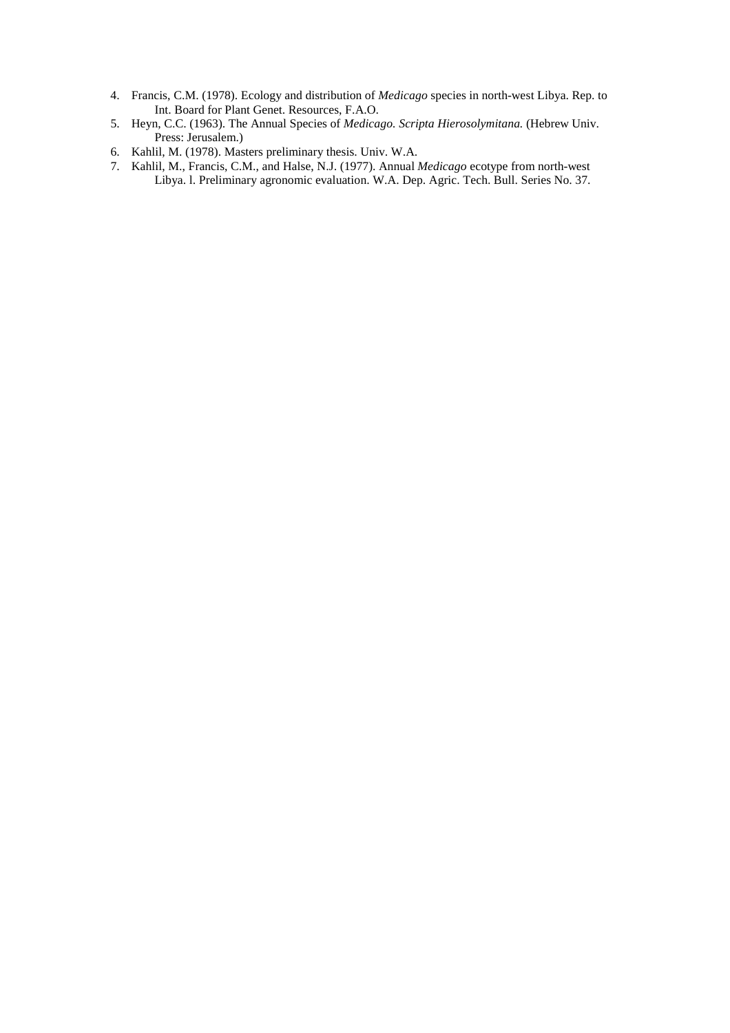4. Francis, C.M. (1978). Ecology and distribution of *Medicago* species in north-west Libya. Rep. to Int. Board for Plant Genet. Resources, F.A.O.
5. Heyn, C.C. (1963). The Annual Species of *Medicago. Scripta Hierosolymitana.* (Hebrew Univ. Press: Jerusalem.)
6. Kahlil, M. (1978). Masters preliminary thesis. Univ. W.A.
7. Kahlil, M., Francis, C.M., and Halse, N.J. (1977). Annual *Medicago* ecotype from north-west Libya. l. Preliminary agronomic evaluation. W.A. Dep. Agric. Tech. Bull. Series No. 37.